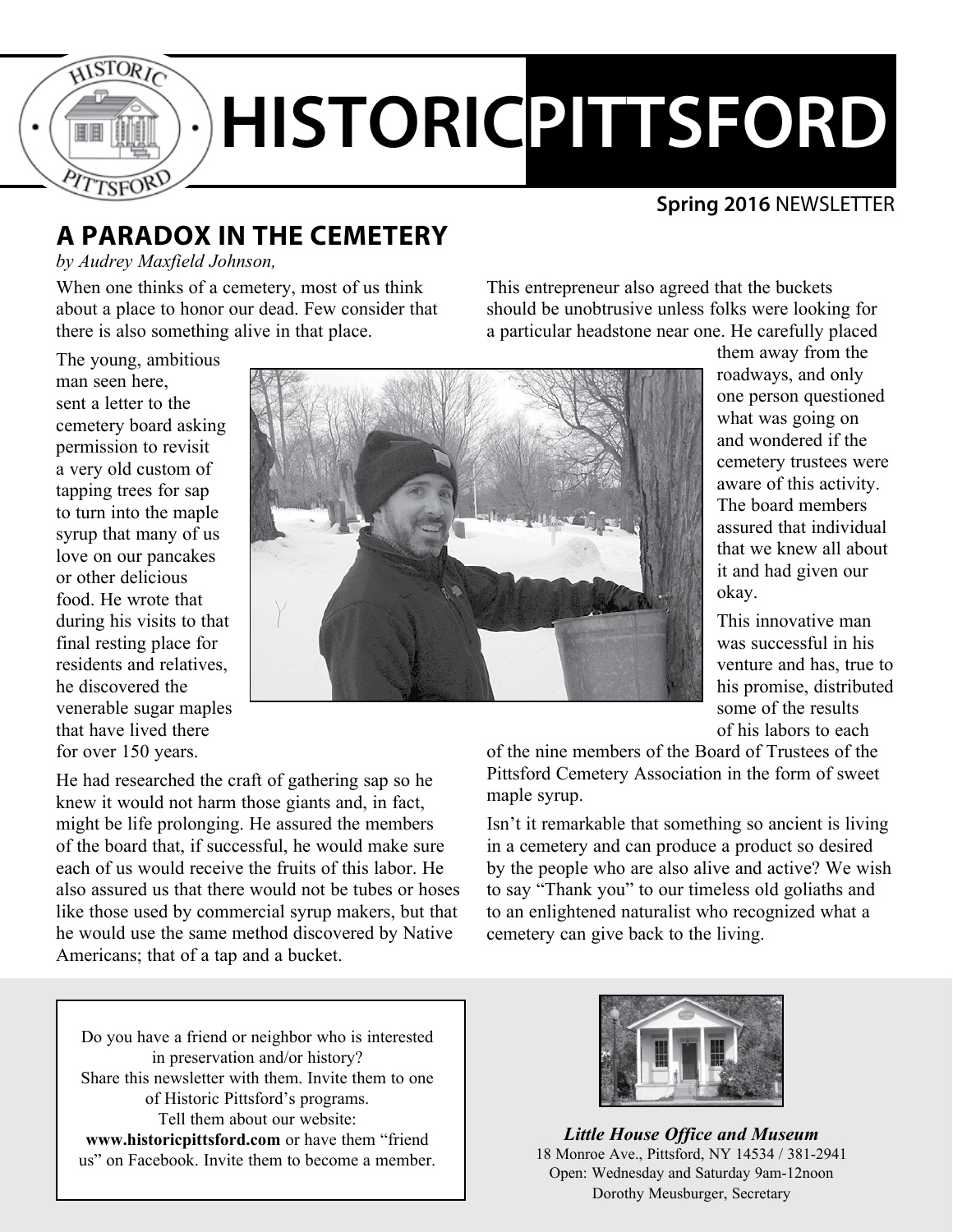# HISTORIC PITTSFORD

**Spring 2016** NEWSLETTER

## A PARADOX IN THE CEMETERY

*by Audrey Maxfield Johnson,*

When one thinks of a cemetery, most of us think about a place to honor our dead. Few consider that there is also something alive in that place.

The young, ambitious man seen here, sent a letter to the cemetery board asking permission to revisit a very old custom of tapping trees for sap to turn into the maple syrup that many of us love on our pancakes or other delicious food. He wrote that during his visits to that final resting place for residents and relatives, he discovered the venerable sugar maples that have lived there for over 150 years.

He had researched the craft of gathering sap so he knew it would not harm those giants and, in fact, might be life prolonging. He assured the members of the board that, if successful, he would make sure each of us would receive the fruits of this labor. He also assured us that there would not be tubes or hoses like those used by commercial syrup makers, but that he would use the same method discovered by Native Americans; that of a tap and a bucket.

This entrepreneur also agreed that the buckets should be unobtrusive unless folks were looking for a particular headstone near one. He carefully placed them away from the roadways, and only one person questioned what was going on and wondered if the cemetery trustees were aware of this activity. The board members assured that individual that we knew all about it and had given our okay.

This innovative man was successful in his venture and has, true to his promise, distributed some of the results of his labors to each of the nine members of the Board of Trustees of the Pittsford Cemetery Association in the form of sweet maple syrup.

Isn't it remarkable that something so ancient is living in a cemetery and can produce a product so desired by the people who are also alive and active? We wish to say "Thank you" to our timeless old goliaths and to an enlightened naturalist who recognized what a cemetery can give back to the living.

---

Do you have a friend or neighbor who is interested in preservation and/or history?
Share this newsletter with them. Invite them to one of Historic Pittsford's programs.
Tell them about our website:
**www.historicpittsford.com** or have them "friend us" on Facebook. Invite them to become a member.

***Little House Office and Museum***
18 Monroe Ave., Pittsford, NY 14534 / 381-2941
Open: Wednesday and Saturday 9am-12noon
Dorothy Meusburger, Secretary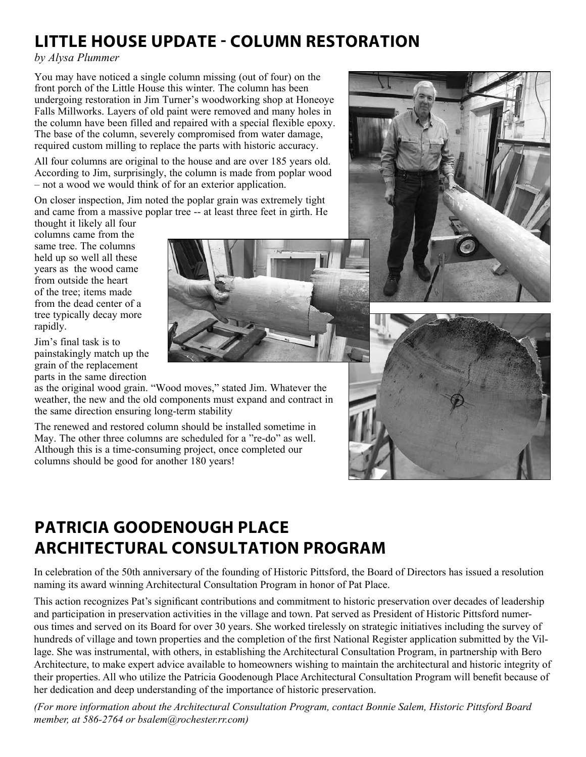# LITTLE HOUSE UPDATE - COLUMN RESTORATION

*by Alysa Plummer*

You may have noticed a single column missing (out of four) on the front porch of the Little House this winter. The column has been undergoing restoration in Jim Turner's woodworking shop at Honeoye Falls Millworks. Layers of old paint were removed and many holes in the column have been filled and repaired with a special flexible epoxy. The base of the column, severely compromised from water damage, required custom milling to replace the parts with historic accuracy.

All four columns are original to the house and are over 185 years old. According to Jim, surprisingly, the column is made from poplar wood – not a wood we would think of for an exterior application.

On closer inspection, Jim noted the poplar grain was extremely tight and came from a massive poplar tree -- at least three feet in girth. He thought it likely all four columns came from the same tree. The columns held up so well all these years as the wood came from outside the heart of the tree; items made from the dead center of a tree typically decay more rapidly.

Jim's final task is to painstakingly match up the grain of the replacement parts in the same direction as the original wood grain. "Wood moves," stated Jim. Whatever the weather, the new and the old components must expand and contract in the same direction ensuring long-term stability

The renewed and restored column should be installed sometime in May. The other three columns are scheduled for a "re-do" as well. Although this is a time-consuming project, once completed our columns should be good for another 180 years!

# PATRICIA GOODENOUGH PLACE ARCHITECTURAL CONSULTATION PROGRAM

In celebration of the 50th anniversary of the founding of Historic Pittsford, the Board of Directors has issued a resolution naming its award winning Architectural Consultation Program in honor of Pat Place.

This action recognizes Pat's significant contributions and commitment to historic preservation over decades of leadership and participation in preservation activities in the village and town. Pat served as President of Historic Pittsford numerous times and served on its Board for over 30 years. She worked tirelessly on strategic initiatives including the survey of hundreds of village and town properties and the completion of the first National Register application submitted by the Village. She was instrumental, with others, in establishing the Architectural Consultation Program, in partnership with Bero Architecture, to make expert advice available to homeowners wishing to maintain the architectural and historic integrity of their properties. All who utilize the Patricia Goodenough Place Architectural Consultation Program will benefit because of her dedication and deep understanding of the importance of historic preservation.

*(For more information about the Architectural Consultation Program, contact Bonnie Salem, Historic Pittsford Board member, at 586-2764 or bsalem@rochester.rr.com)*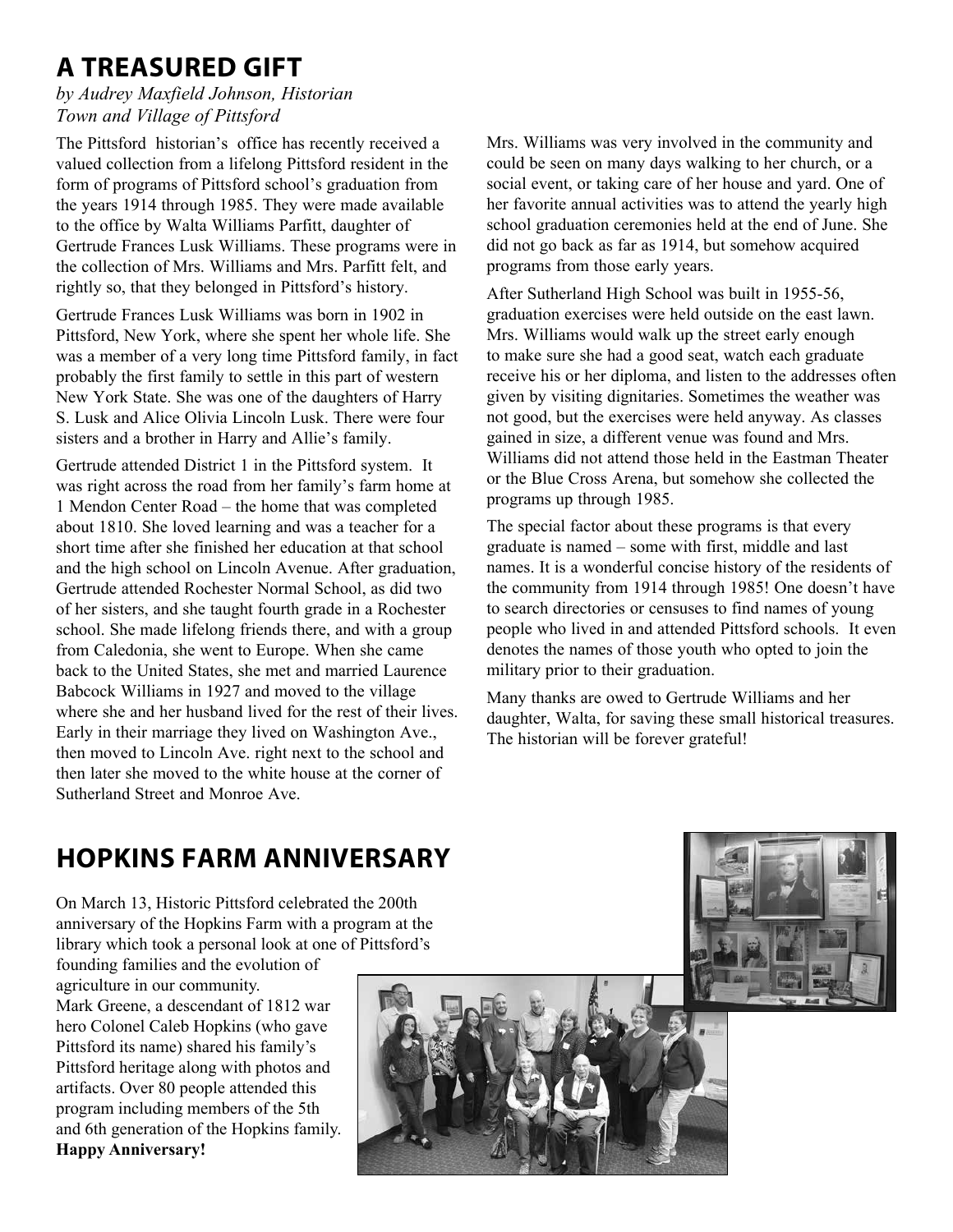# A TREASURED GIFT

*by Audrey Maxfield Johnson, Historian*
*Town and Village of Pittsford*

The Pittsford historian's office has recently received a valued collection from a lifelong Pittsford resident in the form of programs of Pittsford school's graduation from the years 1914 through 1985. They were made available to the office by Walta Williams Parfitt, daughter of Gertrude Frances Lusk Williams. These programs were in the collection of Mrs. Williams and Mrs. Parfitt felt, and rightly so, that they belonged in Pittsford's history.

Gertrude Frances Lusk Williams was born in 1902 in Pittsford, New York, where she spent her whole life. She was a member of a very long time Pittsford family, in fact probably the first family to settle in this part of western New York State. She was one of the daughters of Harry S. Lusk and Alice Olivia Lincoln Lusk. There were four sisters and a brother in Harry and Allie's family.

Gertrude attended District 1 in the Pittsford system. It was right across the road from her family's farm home at 1 Mendon Center Road – the home that was completed about 1810. She loved learning and was a teacher for a short time after she finished her education at that school and the high school on Lincoln Avenue. After graduation, Gertrude attended Rochester Normal School, as did two of her sisters, and she taught fourth grade in a Rochester school. She made lifelong friends there, and with a group from Caledonia, she went to Europe. When she came back to the United States, she met and married Laurence Babcock Williams in 1927 and moved to the village where she and her husband lived for the rest of their lives. Early in their marriage they lived on Washington Ave., then moved to Lincoln Ave. right next to the school and then later she moved to the white house at the corner of Sutherland Street and Monroe Ave.

Mrs. Williams was very involved in the community and could be seen on many days walking to her church, or a social event, or taking care of her house and yard. One of her favorite annual activities was to attend the yearly high school graduation ceremonies held at the end of June. She did not go back as far as 1914, but somehow acquired programs from those early years.

After Sutherland High School was built in 1955-56, graduation exercises were held outside on the east lawn. Mrs. Williams would walk up the street early enough to make sure she had a good seat, watch each graduate receive his or her diploma, and listen to the addresses often given by visiting dignitaries. Sometimes the weather was not good, but the exercises were held anyway. As classes gained in size, a different venue was found and Mrs. Williams did not attend those held in the Eastman Theater or the Blue Cross Arena, but somehow she collected the programs up through 1985.

The special factor about these programs is that every graduate is named – some with first, middle and last names. It is a wonderful concise history of the residents of the community from 1914 through 1985! One doesn't have to search directories or censuses to find names of young people who lived in and attended Pittsford schools. It even denotes the names of those youth who opted to join the military prior to their graduation.

Many thanks are owed to Gertrude Williams and her daughter, Walta, for saving these small historical treasures. The historian will be forever grateful!

# HOPKINS FARM ANNIVERSARY

On March 13, Historic Pittsford celebrated the 200th anniversary of the Hopkins Farm with a program at the library which took a personal look at one of Pittsford's founding families and the evolution of agriculture in our community.

Mark Greene, a descendant of 1812 war hero Colonel Caleb Hopkins (who gave Pittsford its name) shared his family's Pittsford heritage along with photos and artifacts. Over 80 people attended this program including members of the 5th and 6th generation of the Hopkins family.

**Happy Anniversary!**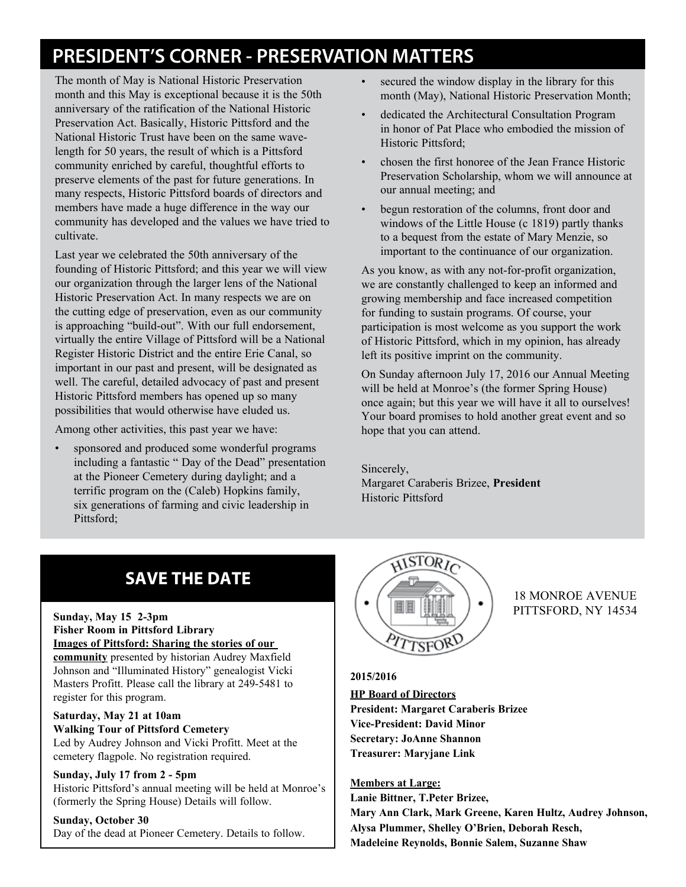# PRESIDENT'S CORNER - PRESERVATION MATTERS

The month of May is National Historic Preservation month and this May is exceptional because it is the 50th anniversary of the ratification of the National Historic Preservation Act. Basically, Historic Pittsford and the National Historic Trust have been on the same wavelength for 50 years, the result of which is a Pittsford community enriched by careful, thoughtful efforts to preserve elements of the past for future generations. In many respects, Historic Pittsford boards of directors and members have made a huge difference in the way our community has developed and the values we have tried to cultivate.

Last year we celebrated the 50th anniversary of the founding of Historic Pittsford; and this year we will view our organization through the larger lens of the National Historic Preservation Act. In many respects we are on the cutting edge of preservation, even as our community is approaching "build-out". With our full endorsement, virtually the entire Village of Pittsford will be a National Register Historic District and the entire Erie Canal, so important in our past and present, will be designated as well. The careful, detailed advocacy of past and present Historic Pittsford members has opened up so many possibilities that would otherwise have eluded us.

Among other activities, this past year we have:

- sponsored and produced some wonderful programs including a fantastic " Day of the Dead" presentation at the Pioneer Cemetery during daylight; and a terrific program on the (Caleb) Hopkins family, six generations of farming and civic leadership in Pittsford;
- secured the window display in the library for this month (May), National Historic Preservation Month;
- dedicated the Architectural Consultation Program in honor of Pat Place who embodied the mission of Historic Pittsford;
- chosen the first honoree of the Jean France Historic Preservation Scholarship, whom we will announce at our annual meeting; and
- begun restoration of the columns, front door and windows of the Little House (c 1819) partly thanks to a bequest from the estate of Mary Menzie, so important to the continuance of our organization.

As you know, as with any not-for-profit organization, we are constantly challenged to keep an informed and growing membership and face increased competition for funding to sustain programs. Of course, your participation is most welcome as you support the work of Historic Pittsford, which in my opinion, has already left its positive imprint on the community.

On Sunday afternoon July 17, 2016 our Annual Meeting will be held at Monroe's (the former Spring House) once again; but this year we will have it all to ourselves! Your board promises to hold another great event and so hope that you can attend.

Sincerely,
Margaret Caraberis Brizee, **President**
Historic Pittsford

## SAVE THE DATE

**Sunday, May 15 2-3pm**
**Fisher Room in Pittsford Library**
**Images of Pittsford: Sharing the stories of our community** presented by historian Audrey Maxfield Johnson and "Illuminated History" genealogist Vicki Masters Profitt. Please call the library at 249-5481 to register for this program.

**Saturday, May 21 at 10am**
**Walking Tour of Pittsford Cemetery**
Led by Audrey Johnson and Vicki Profitt. Meet at the cemetery flagpole. No registration required.

**Sunday, July 17 from 2 - 5pm**
Historic Pittsford's annual meeting will be held at Monroe's (formerly the Spring House) Details will follow.

**Sunday, October 30**
Day of the dead at Pioneer Cemetery. Details to follow.

HISTORIC PITTSFORD

18 MONROE AVENUE
PITTSFORD, NY 14534

**2015/2016**

**HP Board of Directors**
**President: Margaret Caraberis Brizee**
**Vice-President: David Minor**
**Secretary: JoAnne Shannon**
**Treasurer: Maryjane Link**

**Members at Large:**
**Lanie Bittner, T.Peter Brizee,**
**Mary Ann Clark, Mark Greene, Karen Hultz, Audrey Johnson,**
**Alysa Plummer, Shelley O'Brien, Deborah Resch,**
**Madeleine Reynolds, Bonnie Salem, Suzanne Shaw**